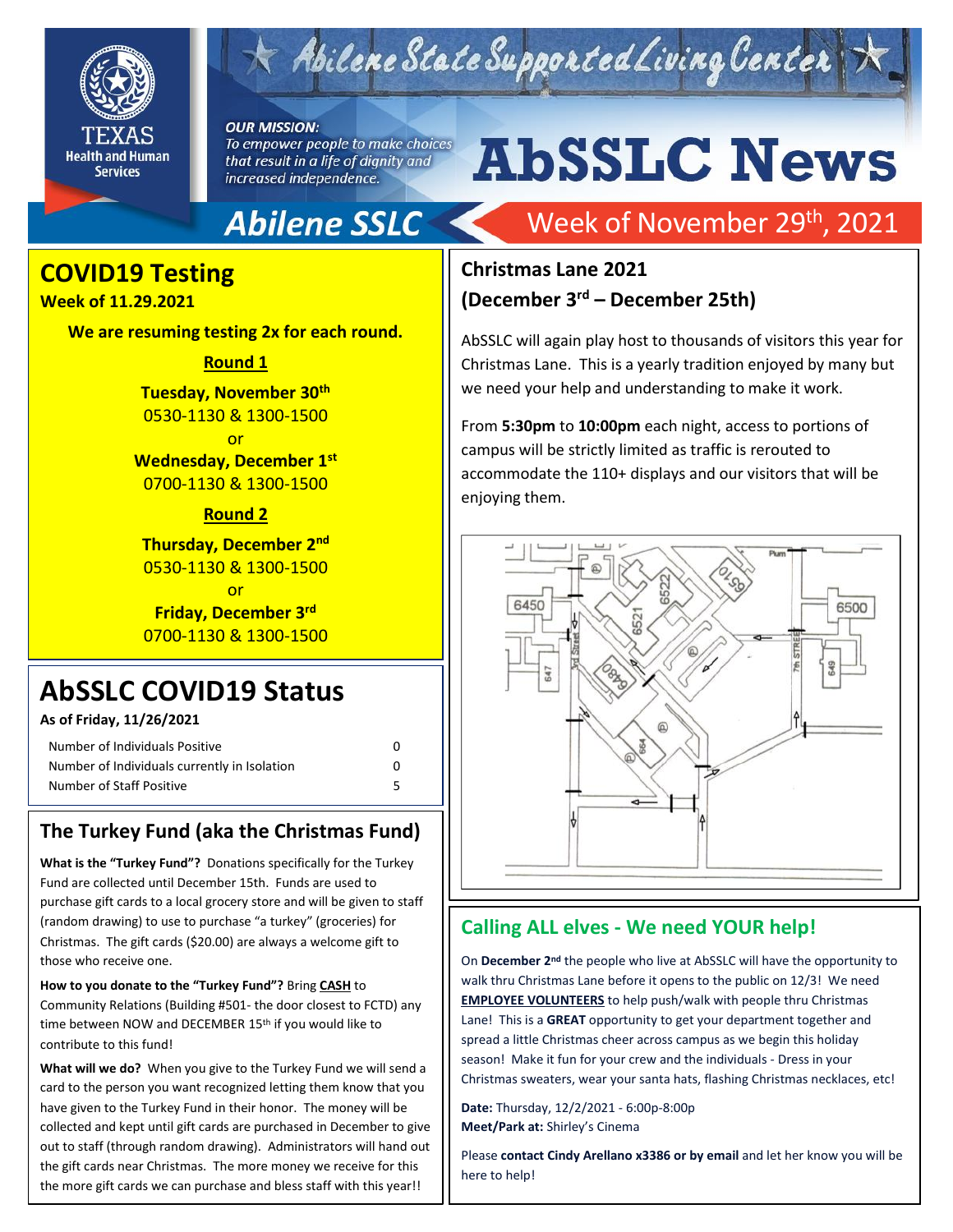# AbSSLC News

Abilene State Supported Living Center

**OUR MISSION:** *To empower people to make choices that result in a life of dignity and increased independence.*

## Abilene SSLC — Week of November 29th, 2021

## COVID19 Testing

**Week of 11.29.2021**

**We are resuming testing 2x for each round.**

**Round 1**

**Tuesday, November 30th**
0530-1130 & 1300-1500
or
**Wednesday, December 1st**
0700-1130 & 1300-1500

**Round 2**

**Thursday, December 2nd**
0530-1130 & 1300-1500
or
**Friday, December 3rd**
0700-1130 & 1300-1500

## AbSSLC COVID19 Status

**As of Friday, 11/26/2021**

| | |
|---|---|
| Number of Individuals Positive | 0 |
| Number of Individuals currently in Isolation | 0 |
| Number of Staff Positive | 5 |

## The Turkey Fund (aka the Christmas Fund)

**What is the "Turkey Fund"?** Donations specifically for the Turkey Fund are collected until December 15th. Funds are used to purchase gift cards to a local grocery store and will be given to staff (random drawing) to use to purchase "a turkey" (groceries) for Christmas. The gift cards ($20.00) are always a welcome gift to those who receive one.

**How to you donate to the "Turkey Fund"?** Bring **CASH** to Community Relations (Building #501- the door closest to FCTD) any time between NOW and DECEMBER 15th if you would like to contribute to this fund!

**What will we do?** When you give to the Turkey Fund we will send a card to the person you want recognized letting them know that you have given to the Turkey Fund in their honor. The money will be collected and kept until gift cards are purchased in December to give out to staff (through random drawing). Administrators will hand out the gift cards near Christmas. The more money we receive for this the more gift cards we can purchase and bless staff with this year!!

## Christmas Lane 2021 (December 3rd – December 25th)

AbSSLC will again play host to thousands of visitors this year for Christmas Lane. This is a yearly tradition enjoyed by many but we need your help and understanding to make it work.

From **5:30pm** to **10:00pm** each night, access to portions of campus will be strictly limited as traffic is rerouted to accommodate the 110+ displays and our visitors that will be enjoying them.

## Calling ALL elves - We need YOUR help!

On **December 2nd** the people who live at AbSSLC will have the opportunity to walk thru Christmas Lane before it opens to the public on 12/3! We need **EMPLOYEE VOLUNTEERS** to help push/walk with people thru Christmas Lane! This is a **GREAT** opportunity to get your department together and spread a little Christmas cheer across campus as we begin this holiday season! Make it fun for your crew and the individuals - Dress in your Christmas sweaters, wear your santa hats, flashing Christmas necklaces, etc!

**Date:** Thursday, 12/2/2021 - 6:00p-8:00p
**Meet/Park at:** Shirley's Cinema

Please **contact Cindy Arellano x3386 or by email** and let her know you will be here to help!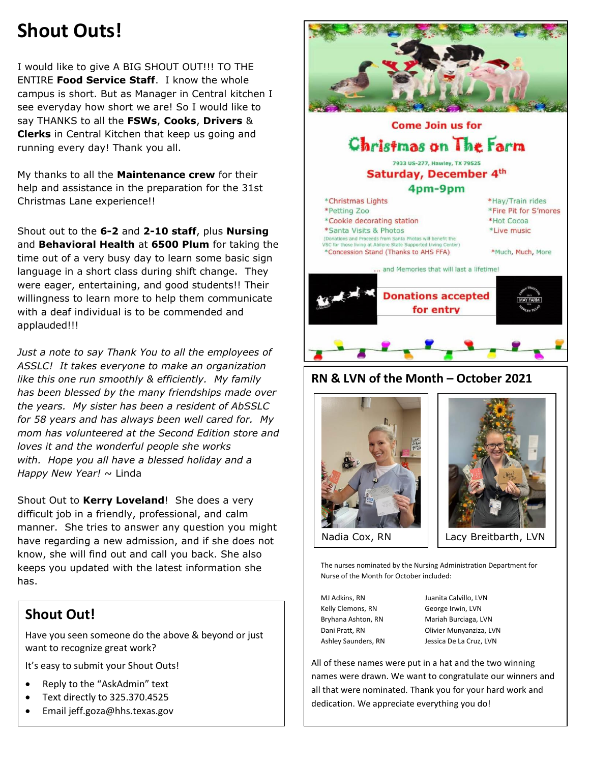# Shout Outs!

I would like to give A BIG SHOUT OUT!!! TO THE ENTIRE **Food Service Staff**. I know the whole campus is short. But as Manager in Central kitchen I see everyday how short we are! So I would like to say THANKS to all the **FSWs**, **Cooks**, **Drivers** & **Clerks** in Central Kitchen that keep us going and running every day! Thank you all.

My thanks to all the **Maintenance crew** for their help and assistance in the preparation for the 31st Christmas Lane experience!!

Shout out to the **6-2** and **2-10 staff**, plus **Nursing** and **Behavioral Health** at **6500 Plum** for taking the time out of a very busy day to learn some basic sign language in a short class during shift change. They were eager, entertaining, and good students!! Their willingness to learn more to help them communicate with a deaf individual is to be commended and applauded!!!

*Just a note to say Thank You to all the employees of ASSLC! It takes everyone to make an organization like this one run smoothly & efficiently. My family has been blessed by the many friendships made over the years. My sister has been a resident of AbSSLC for 58 years and has always been well cared for. My mom has volunteered at the Second Edition store and loves it and the wonderful people she works with. Hope you all have a blessed holiday and a Happy New Year!* ~ Linda

Shout Out to **Kerry Loveland**! She does a very difficult job in a friendly, professional, and calm manner. She tries to answer any question you might have regarding a new admission, and if she does not know, she will find out and call you back. She also keeps you updated with the latest information she has.

## Shout Out!

Have you seen someone do the above & beyond or just want to recognize great work?

It's easy to submit your Shout Outs!

- Reply to the "AskAdmin" text
- Text directly to 325.370.4525
- Email jeff.goza@hhs.texas.gov

Come Join us for

## Christmas on The Farm

7933 US-277, Hawley, TX 79525

**Saturday, December 4th**

**4pm-9pm**

- *Christmas Lights
- *Petting Zoo
- *Cookie decorating station
- *Santa Visits & Photos (Donations and Proceeds from Santa Photos will benefit the VSC for those living at Abilene State Supported Living Center)
- *Concession Stand (Thanks to AHS FFA)
- *Hay/Train rides
- *Fire Pit for S'mores
- *Hot Cocoa
- *Live music
- *Much, Much, More

... and Memories that will last a lifetime!

**Donations accepted for entry**

## RN & LVN of the Month – October 2021

Nadia Cox, RN

Lacy Breitbarth, LVN

The nurses nominated by the Nursing Administration Department for Nurse of the Month for October included:

| | |
|---|---|
| MJ Adkins, RN | Juanita Calvillo, LVN |
| Kelly Clemons, RN | George Irwin, LVN |
| Bryhana Ashton, RN | Mariah Burciaga, LVN |
| Dani Pratt, RN | Olivier Munyanziza, LVN |
| Ashley Saunders, RN | Jessica De La Cruz, LVN |

All of these names were put in a hat and the two winning names were drawn. We want to congratulate our winners and all that were nominated. Thank you for your hard work and dedication. We appreciate everything you do!